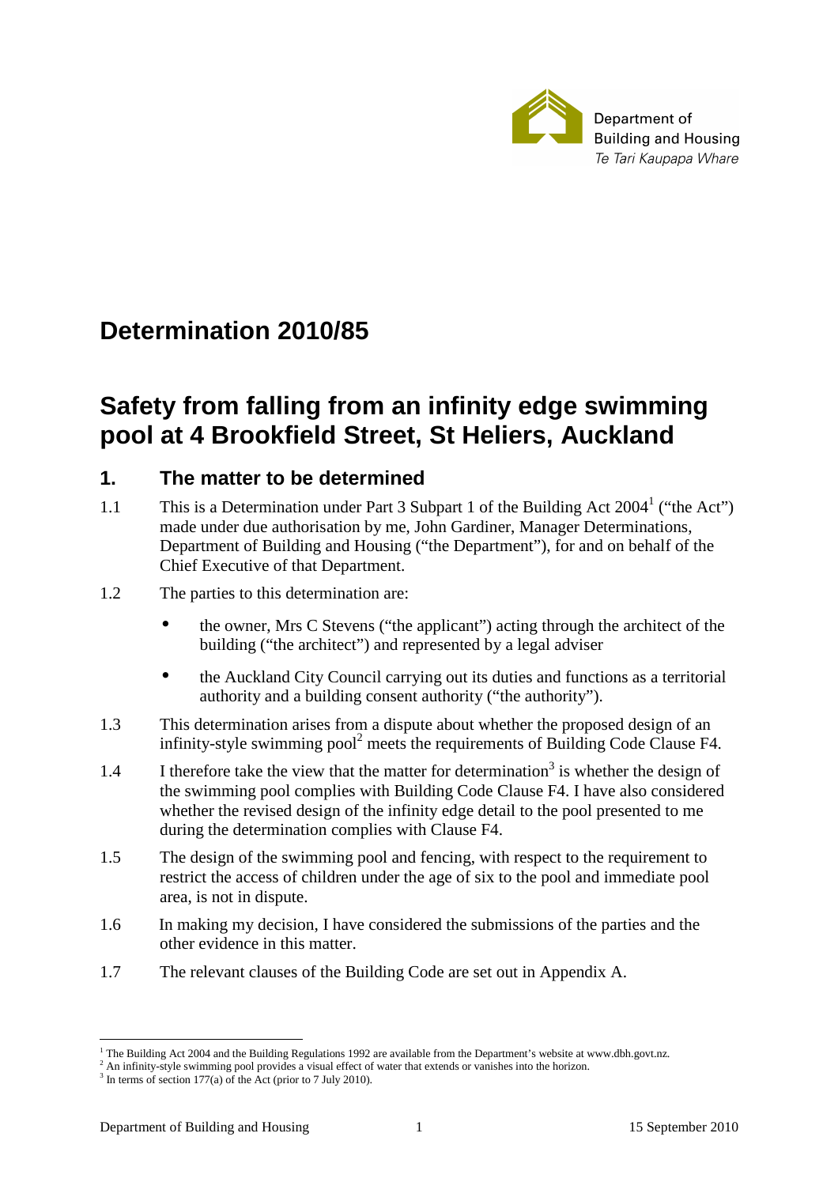Department of Building and Housing
*Te Tari Kaupapa Whare*

# Determination 2010/85

# Safety from falling from an infinity edge swimming pool at 4 Brookfield Street, St Heliers, Auckland

## 1. The matter to be determined

1.1 This is a Determination under Part 3 Subpart 1 of the Building Act 2004[1] ("the Act") made under due authorisation by me, John Gardiner, Manager Determinations, Department of Building and Housing ("the Department"), for and on behalf of the Chief Executive of that Department.

1.2 The parties to this determination are:

- the owner, Mrs C Stevens ("the applicant") acting through the architect of the building ("the architect") and represented by a legal adviser
- the Auckland City Council carrying out its duties and functions as a territorial authority and a building consent authority ("the authority").

1.3 This determination arises from a dispute about whether the proposed design of an infinity-style swimming pool[2] meets the requirements of Building Code Clause F4.

1.4 I therefore take the view that the matter for determination[3] is whether the design of the swimming pool complies with Building Code Clause F4. I have also considered whether the revised design of the infinity edge detail to the pool presented to me during the determination complies with Clause F4.

1.5 The design of the swimming pool and fencing, with respect to the requirement to restrict the access of children under the age of six to the pool and immediate pool area, is not in dispute.

1.6 In making my decision, I have considered the submissions of the parties and the other evidence in this matter.

1.7 The relevant clauses of the Building Code are set out in Appendix A.

---

[1] The Building Act 2004 and the Building Regulations 1992 are available from the Department's website at www.dbh.govt.nz.

[2] An infinity-style swimming pool provides a visual effect of water that extends or vanishes into the horizon.

[3] In terms of section 177(a) of the Act (prior to 7 July 2010).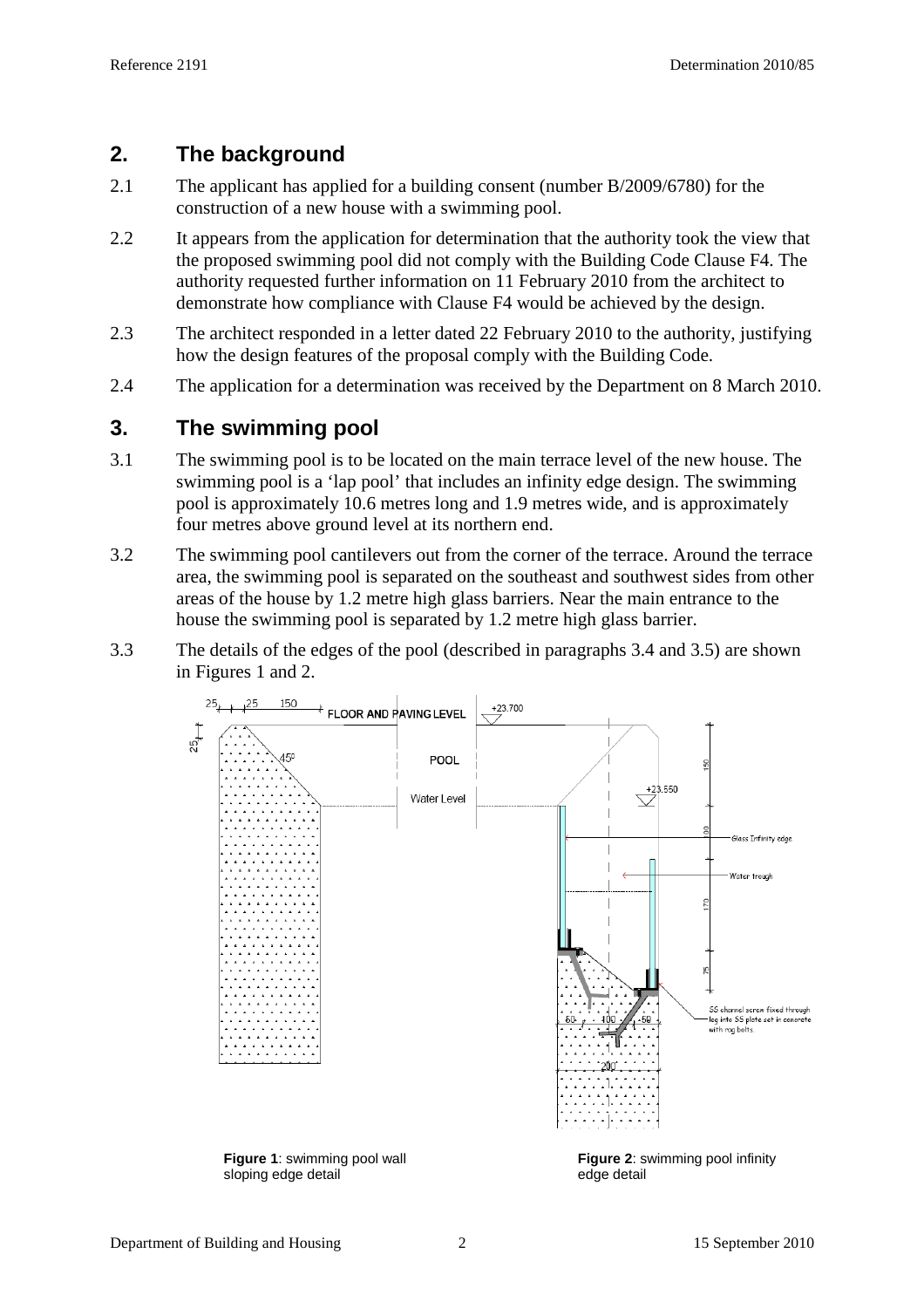## 2. The background

2.1 The applicant has applied for a building consent (number B/2009/6780) for the construction of a new house with a swimming pool.

2.2 It appears from the application for determination that the authority took the view that the proposed swimming pool did not comply with the Building Code Clause F4. The authority requested further information on 11 February 2010 from the architect to demonstrate how compliance with Clause F4 would be achieved by the design.

2.3 The architect responded in a letter dated 22 February 2010 to the authority, justifying how the design features of the proposal comply with the Building Code.

2.4 The application for a determination was received by the Department on 8 March 2010.

## 3. The swimming pool

3.1 The swimming pool is to be located on the main terrace level of the new house. The swimming pool is a 'lap pool' that includes an infinity edge design. The swimming pool is approximately 10.6 metres long and 1.9 metres wide, and is approximately four metres above ground level at its northern end.

3.2 The swimming pool cantilevers out from the corner of the terrace. Around the terrace area, the swimming pool is separated on the southeast and southwest sides from other areas of the house by 1.2 metre high glass barriers. Near the main entrance to the house the swimming pool is separated by 1.2 metre high glass barrier.

3.3 The details of the edges of the pool (described in paragraphs 3.4 and 3.5) are shown in Figures 1 and 2.

**Figure 1**: swimming pool wall sloping edge detail

**Figure 2**: swimming pool infinity edge detail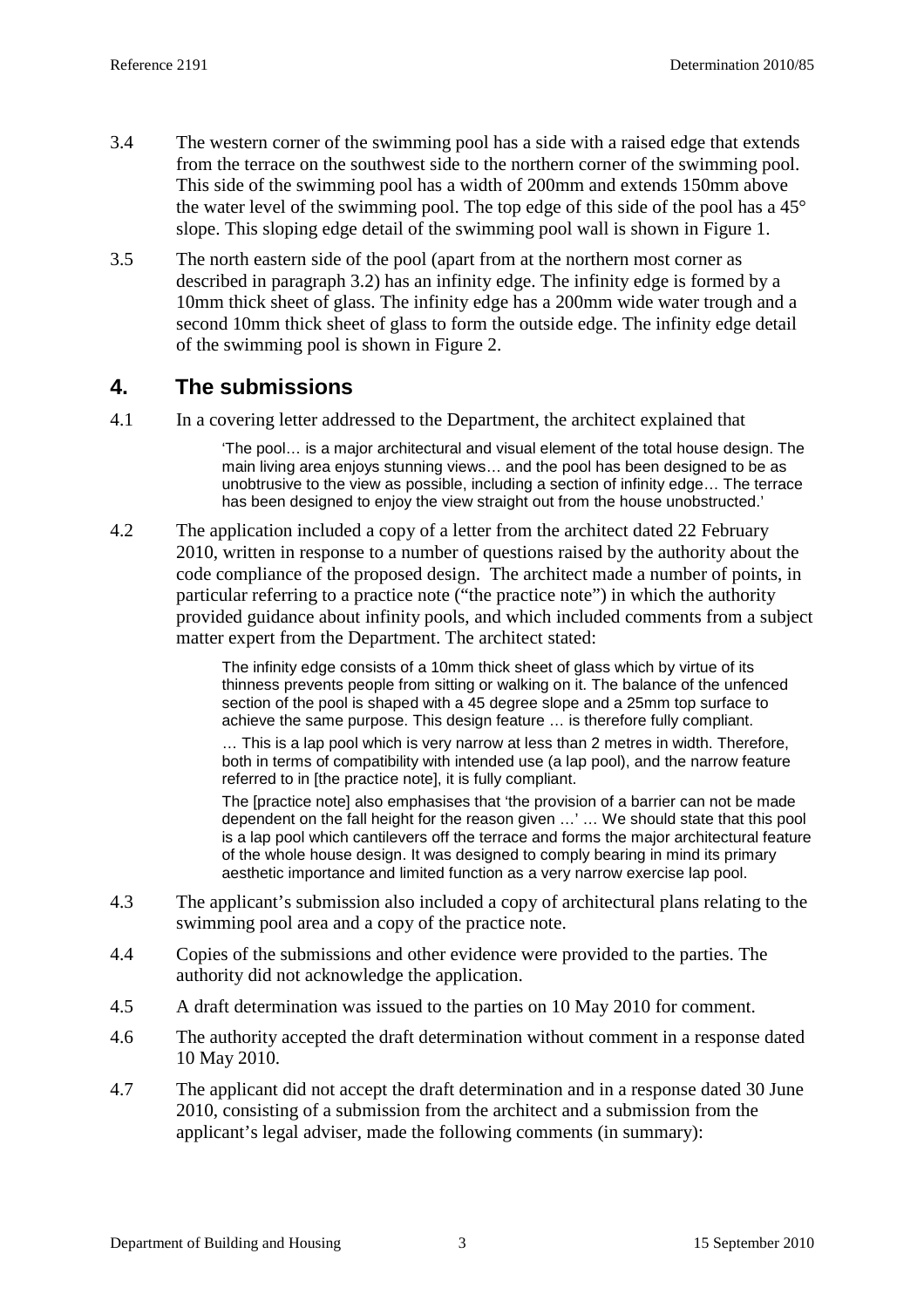3.4 The western corner of the swimming pool has a side with a raised edge that extends from the terrace on the southwest side to the northern corner of the swimming pool. This side of the swimming pool has a width of 200mm and extends 150mm above the water level of the swimming pool. The top edge of this side of the pool has a 45° slope. This sloping edge detail of the swimming pool wall is shown in Figure 1.

3.5 The north eastern side of the pool (apart from at the northern most corner as described in paragraph 3.2) has an infinity edge. The infinity edge is formed by a 10mm thick sheet of glass. The infinity edge has a 200mm wide water trough and a second 10mm thick sheet of glass to form the outside edge. The infinity edge detail of the swimming pool is shown in Figure 2.

## 4. The submissions

4.1 In a covering letter addressed to the Department, the architect explained that

> 'The pool… is a major architectural and visual element of the total house design. The main living area enjoys stunning views… and the pool has been designed to be as unobtrusive to the view as possible, including a section of infinity edge… The terrace has been designed to enjoy the view straight out from the house unobstructed.'

4.2 The application included a copy of a letter from the architect dated 22 February 2010, written in response to a number of questions raised by the authority about the code compliance of the proposed design. The architect made a number of points, in particular referring to a practice note ("the practice note") in which the authority provided guidance about infinity pools, and which included comments from a subject matter expert from the Department. The architect stated:

> The infinity edge consists of a 10mm thick sheet of glass which by virtue of its thinness prevents people from sitting or walking on it. The balance of the unfenced section of the pool is shaped with a 45 degree slope and a 25mm top surface to achieve the same purpose. This design feature … is therefore fully compliant.
>
> … This is a lap pool which is very narrow at less than 2 metres in width. Therefore, both in terms of compatibility with intended use (a lap pool), and the narrow feature referred to in [the practice note], it is fully compliant.
>
> The [practice note] also emphasises that 'the provision of a barrier can not be made dependent on the fall height for the reason given …' … We should state that this pool is a lap pool which cantilevers off the terrace and forms the major architectural feature of the whole house design. It was designed to comply bearing in mind its primary aesthetic importance and limited function as a very narrow exercise lap pool.

4.3 The applicant's submission also included a copy of architectural plans relating to the swimming pool area and a copy of the practice note.

4.4 Copies of the submissions and other evidence were provided to the parties. The authority did not acknowledge the application.

4.5 A draft determination was issued to the parties on 10 May 2010 for comment.

4.6 The authority accepted the draft determination without comment in a response dated 10 May 2010.

4.7 The applicant did not accept the draft determination and in a response dated 30 June 2010, consisting of a submission from the architect and a submission from the applicant's legal adviser, made the following comments (in summary):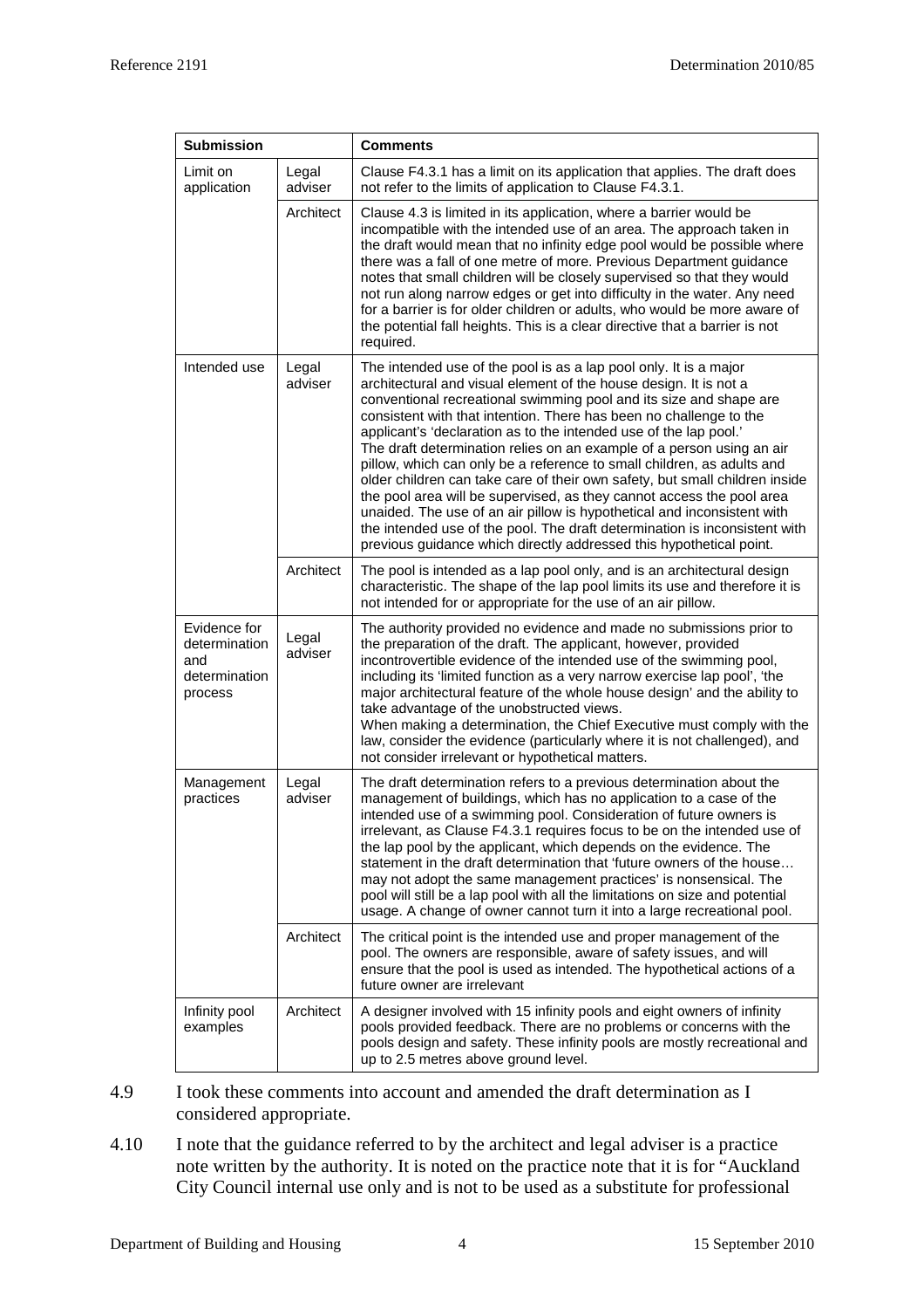| Submission | | Comments |
|---|---|---|
| Limit on application | Legal adviser | Clause F4.3.1 has a limit on its application that applies. The draft does not refer to the limits of application to Clause F4.3.1. |
| | Architect | Clause 4.3 is limited in its application, where a barrier would be incompatible with the intended use of an area. The approach taken in the draft would mean that no infinity edge pool would be possible where there was a fall of one metre of more. Previous Department guidance notes that small children will be closely supervised so that they would not run along narrow edges or get into difficulty in the water. Any need for a barrier is for older children or adults, who would be more aware of the potential fall heights. This is a clear directive that a barrier is not required. |
| Intended use | Legal adviser | The intended use of the pool is as a lap pool only. It is a major architectural and visual element of the house design. It is not a conventional recreational swimming pool and its size and shape are consistent with that intention. There has been no challenge to the applicant's 'declaration as to the intended use of the lap pool.' The draft determination relies on an example of a person using an air pillow, which can only be a reference to small children, as adults and older children can take care of their own safety, but small children inside the pool area will be supervised, as they cannot access the pool area unaided. The use of an air pillow is hypothetical and inconsistent with the intended use of the pool. The draft determination is inconsistent with previous guidance which directly addressed this hypothetical point. |
| | Architect | The pool is intended as a lap pool only, and is an architectural design characteristic. The shape of the lap pool limits its use and therefore it is not intended for or appropriate for the use of an air pillow. |
| Evidence for determination and determination process | Legal adviser | The authority provided no evidence and made no submissions prior to the preparation of the draft. The applicant, however, provided incontrovertible evidence of the intended use of the swimming pool, including its 'limited function as a very narrow exercise lap pool', 'the major architectural feature of the whole house design' and the ability to take advantage of the unobstructed views. When making a determination, the Chief Executive must comply with the law, consider the evidence (particularly where it is not challenged), and not consider irrelevant or hypothetical matters. |
| Management practices | Legal adviser | The draft determination refers to a previous determination about the management of buildings, which has no application to a case of the intended use of a swimming pool. Consideration of future owners is irrelevant, as Clause F4.3.1 requires focus to be on the intended use of the lap pool by the applicant, which depends on the evidence. The statement in the draft determination that 'future owners of the house… may not adopt the same management practices' is nonsensical. The pool will still be a lap pool with all the limitations on size and potential usage. A change of owner cannot turn it into a large recreational pool. |
| | Architect | The critical point is the intended use and proper management of the pool. The owners are responsible, aware of safety issues, and will ensure that the pool is used as intended. The hypothetical actions of a future owner are irrelevant |
| Infinity pool examples | Architect | A designer involved with 15 infinity pools and eight owners of infinity pools provided feedback. There are no problems or concerns with the pools design and safety. These infinity pools are mostly recreational and up to 2.5 metres above ground level. |

4.9 I took these comments into account and amended the draft determination as I considered appropriate.

4.10 I note that the guidance referred to by the architect and legal adviser is a practice note written by the authority. It is noted on the practice note that it is for "Auckland City Council internal use only and is not to be used as a substitute for professional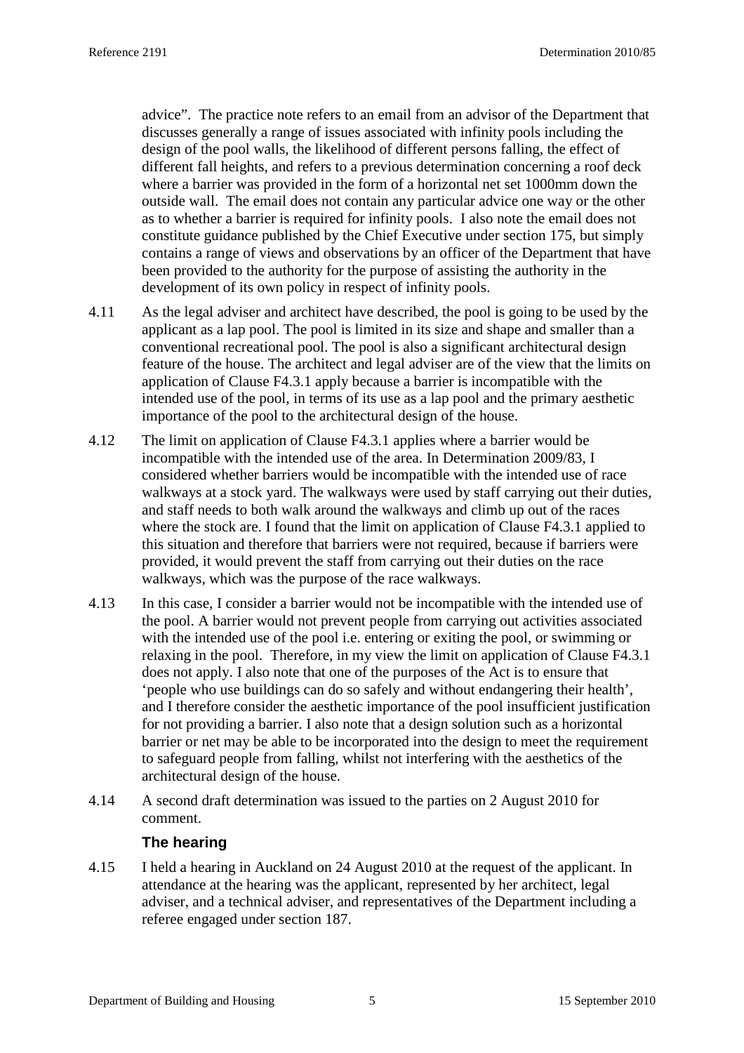advice". The practice note refers to an email from an advisor of the Department that discusses generally a range of issues associated with infinity pools including the design of the pool walls, the likelihood of different persons falling, the effect of different fall heights, and refers to a previous determination concerning a roof deck where a barrier was provided in the form of a horizontal net set 1000mm down the outside wall. The email does not contain any particular advice one way or the other as to whether a barrier is required for infinity pools. I also note the email does not constitute guidance published by the Chief Executive under section 175, but simply contains a range of views and observations by an officer of the Department that have been provided to the authority for the purpose of assisting the authority in the development of its own policy in respect of infinity pools.

4.11 As the legal adviser and architect have described, the pool is going to be used by the applicant as a lap pool. The pool is limited in its size and shape and smaller than a conventional recreational pool. The pool is also a significant architectural design feature of the house. The architect and legal adviser are of the view that the limits on application of Clause F4.3.1 apply because a barrier is incompatible with the intended use of the pool, in terms of its use as a lap pool and the primary aesthetic importance of the pool to the architectural design of the house.

4.12 The limit on application of Clause F4.3.1 applies where a barrier would be incompatible with the intended use of the area. In Determination 2009/83, I considered whether barriers would be incompatible with the intended use of race walkways at a stock yard. The walkways were used by staff carrying out their duties, and staff needs to both walk around the walkways and climb up out of the races where the stock are. I found that the limit on application of Clause F4.3.1 applied to this situation and therefore that barriers were not required, because if barriers were provided, it would prevent the staff from carrying out their duties on the race walkways, which was the purpose of the race walkways.

4.13 In this case, I consider a barrier would not be incompatible with the intended use of the pool. A barrier would not prevent people from carrying out activities associated with the intended use of the pool i.e. entering or exiting the pool, or swimming or relaxing in the pool. Therefore, in my view the limit on application of Clause F4.3.1 does not apply. I also note that one of the purposes of the Act is to ensure that 'people who use buildings can do so safely and without endangering their health', and I therefore consider the aesthetic importance of the pool insufficient justification for not providing a barrier. I also note that a design solution such as a horizontal barrier or net may be able to be incorporated into the design to meet the requirement to safeguard people from falling, whilst not interfering with the aesthetics of the architectural design of the house.

4.14 A second draft determination was issued to the parties on 2 August 2010 for comment.

### The hearing

4.15 I held a hearing in Auckland on 24 August 2010 at the request of the applicant. In attendance at the hearing was the applicant, represented by her architect, legal adviser, and a technical adviser, and representatives of the Department including a referee engaged under section 187.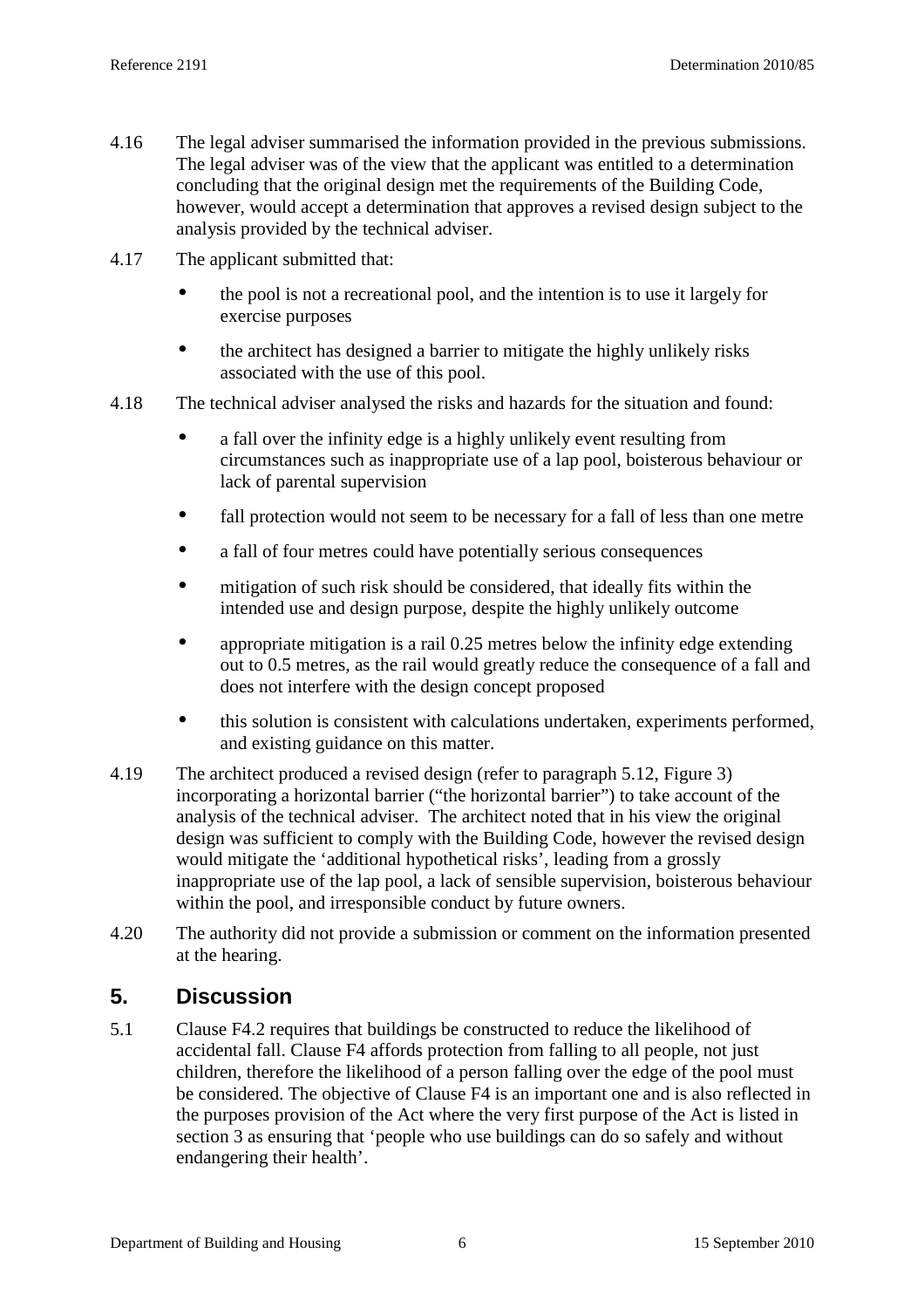4.16 The legal adviser summarised the information provided in the previous submissions. The legal adviser was of the view that the applicant was entitled to a determination concluding that the original design met the requirements of the Building Code, however, would accept a determination that approves a revised design subject to the analysis provided by the technical adviser.

4.17 The applicant submitted that:

- the pool is not a recreational pool, and the intention is to use it largely for exercise purposes
- the architect has designed a barrier to mitigate the highly unlikely risks associated with the use of this pool.

4.18 The technical adviser analysed the risks and hazards for the situation and found:

- a fall over the infinity edge is a highly unlikely event resulting from circumstances such as inappropriate use of a lap pool, boisterous behaviour or lack of parental supervision
- fall protection would not seem to be necessary for a fall of less than one metre
- a fall of four metres could have potentially serious consequences
- mitigation of such risk should be considered, that ideally fits within the intended use and design purpose, despite the highly unlikely outcome
- appropriate mitigation is a rail 0.25 metres below the infinity edge extending out to 0.5 metres, as the rail would greatly reduce the consequence of a fall and does not interfere with the design concept proposed
- this solution is consistent with calculations undertaken, experiments performed, and existing guidance on this matter.

4.19 The architect produced a revised design (refer to paragraph 5.12, Figure 3) incorporating a horizontal barrier ("the horizontal barrier") to take account of the analysis of the technical adviser. The architect noted that in his view the original design was sufficient to comply with the Building Code, however the revised design would mitigate the 'additional hypothetical risks', leading from a grossly inappropriate use of the lap pool, a lack of sensible supervision, boisterous behaviour within the pool, and irresponsible conduct by future owners.

4.20 The authority did not provide a submission or comment on the information presented at the hearing.

## 5. Discussion

5.1 Clause F4.2 requires that buildings be constructed to reduce the likelihood of accidental fall. Clause F4 affords protection from falling to all people, not just children, therefore the likelihood of a person falling over the edge of the pool must be considered. The objective of Clause F4 is an important one and is also reflected in the purposes provision of the Act where the very first purpose of the Act is listed in section 3 as ensuring that 'people who use buildings can do so safely and without endangering their health'.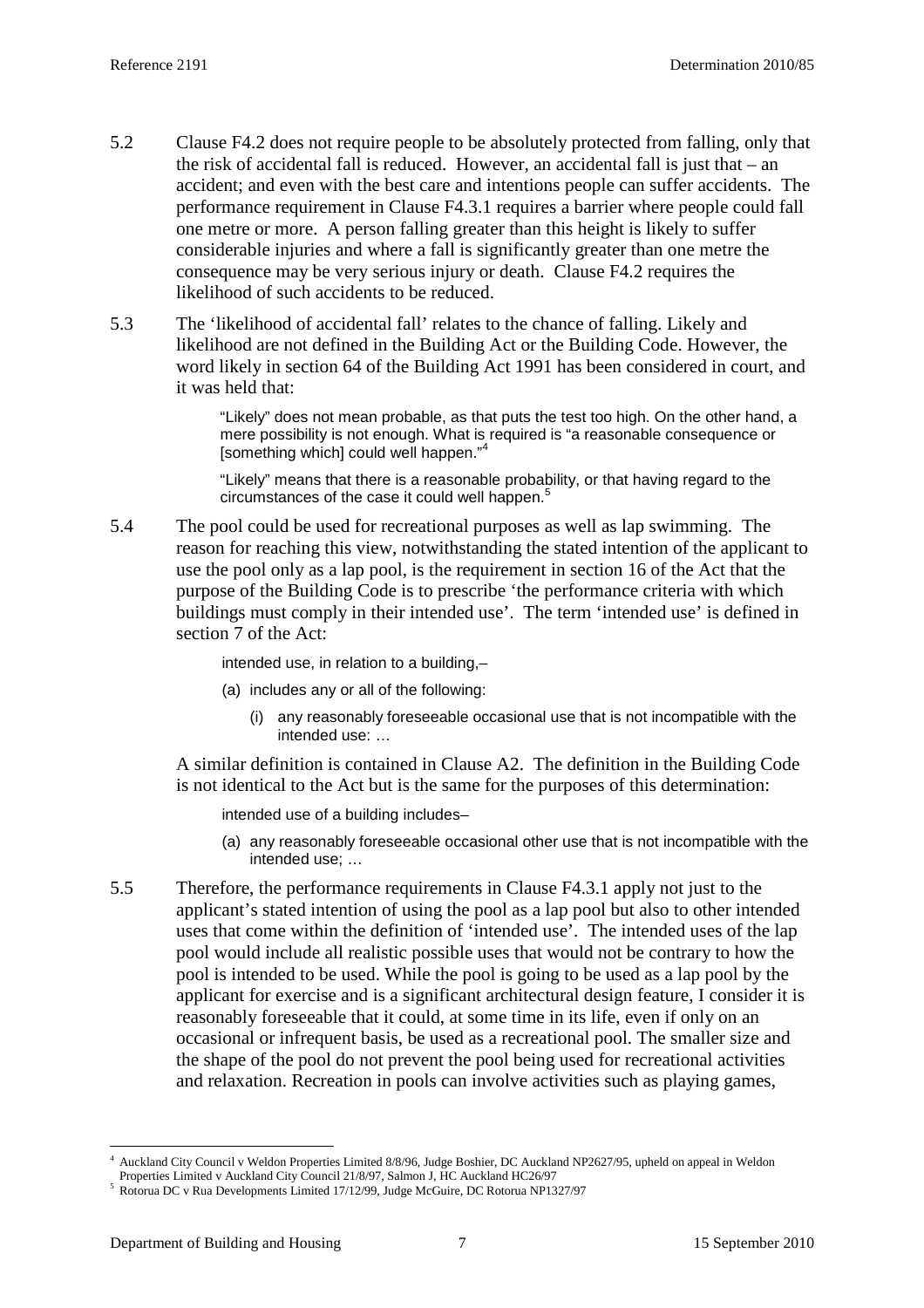5.2 Clause F4.2 does not require people to be absolutely protected from falling, only that the risk of accidental fall is reduced. However, an accidental fall is just that – an accident; and even with the best care and intentions people can suffer accidents. The performance requirement in Clause F4.3.1 requires a barrier where people could fall one metre or more. A person falling greater than this height is likely to suffer considerable injuries and where a fall is significantly greater than one metre the consequence may be very serious injury or death. Clause F4.2 requires the likelihood of such accidents to be reduced.

5.3 The 'likelihood of accidental fall' relates to the chance of falling. Likely and likelihood are not defined in the Building Act or the Building Code. However, the word likely in section 64 of the Building Act 1991 has been considered in court, and it was held that:

> "Likely" does not mean probable, as that puts the test too high. On the other hand, a mere possibility is not enough. What is required is "a reasonable consequence or [something which] could well happen."[4]
>
> "Likely" means that there is a reasonable probability, or that having regard to the circumstances of the case it could well happen.[5]

5.4 The pool could be used for recreational purposes as well as lap swimming. The reason for reaching this view, notwithstanding the stated intention of the applicant to use the pool only as a lap pool, is the requirement in section 16 of the Act that the purpose of the Building Code is to prescribe 'the performance criteria with which buildings must comply in their intended use'. The term 'intended use' is defined in section 7 of the Act:

> intended use, in relation to a building,–
>
> (a) includes any or all of the following:
>
> (i) any reasonably foreseeable occasional use that is not incompatible with the intended use: …

A similar definition is contained in Clause A2. The definition in the Building Code is not identical to the Act but is the same for the purposes of this determination:

> intended use of a building includes–
>
> (a) any reasonably foreseeable occasional other use that is not incompatible with the intended use; …

5.5 Therefore, the performance requirements in Clause F4.3.1 apply not just to the applicant's stated intention of using the pool as a lap pool but also to other intended uses that come within the definition of 'intended use'. The intended uses of the lap pool would include all realistic possible uses that would not be contrary to how the pool is intended to be used. While the pool is going to be used as a lap pool by the applicant for exercise and is a significant architectural design feature, I consider it is reasonably foreseeable that it could, at some time in its life, even if only on an occasional or infrequent basis, be used as a recreational pool. The smaller size and the shape of the pool do not prevent the pool being used for recreational activities and relaxation. Recreation in pools can involve activities such as playing games,

---

[4] Auckland City Council v Weldon Properties Limited 8/8/96, Judge Boshier, DC Auckland NP2627/95, upheld on appeal in Weldon Properties Limited v Auckland City Council 21/8/97, Salmon J, HC Auckland HC26/97

[5] Rotorua DC v Rua Developments Limited 17/12/99, Judge McGuire, DC Rotorua NP1327/97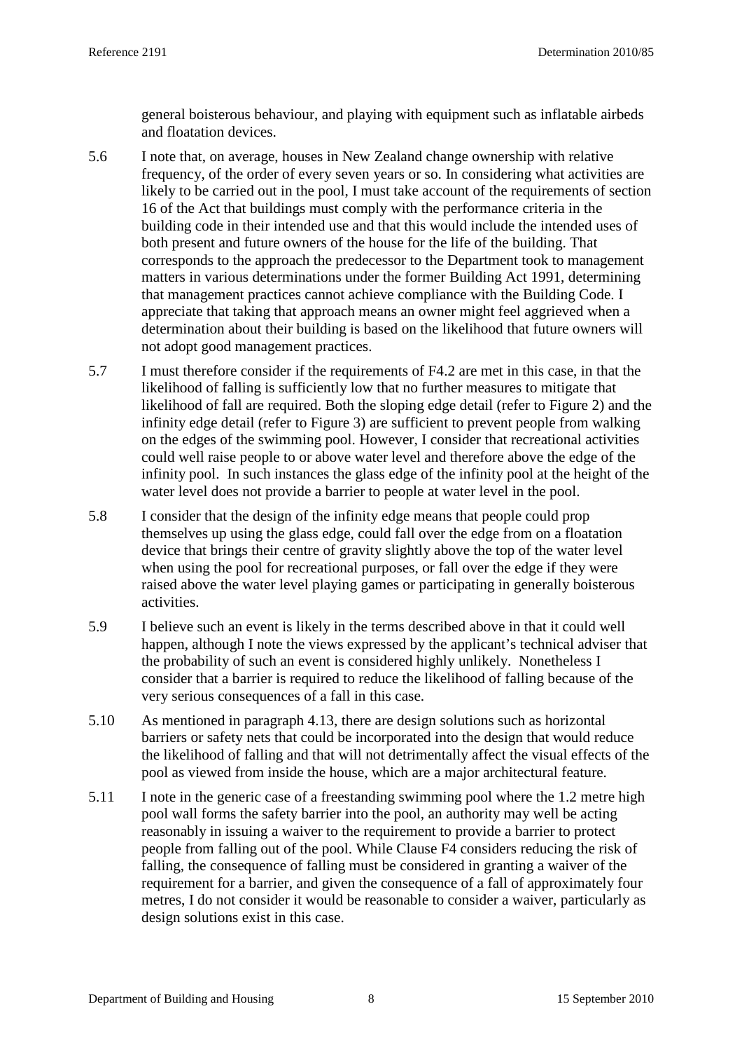general boisterous behaviour, and playing with equipment such as inflatable airbeds and floatation devices.

5.6 I note that, on average, houses in New Zealand change ownership with relative frequency, of the order of every seven years or so. In considering what activities are likely to be carried out in the pool, I must take account of the requirements of section 16 of the Act that buildings must comply with the performance criteria in the building code in their intended use and that this would include the intended uses of both present and future owners of the house for the life of the building. That corresponds to the approach the predecessor to the Department took to management matters in various determinations under the former Building Act 1991, determining that management practices cannot achieve compliance with the Building Code. I appreciate that taking that approach means an owner might feel aggrieved when a determination about their building is based on the likelihood that future owners will not adopt good management practices.

5.7 I must therefore consider if the requirements of F4.2 are met in this case, in that the likelihood of falling is sufficiently low that no further measures to mitigate that likelihood of fall are required. Both the sloping edge detail (refer to Figure 2) and the infinity edge detail (refer to Figure 3) are sufficient to prevent people from walking on the edges of the swimming pool. However, I consider that recreational activities could well raise people to or above water level and therefore above the edge of the infinity pool. In such instances the glass edge of the infinity pool at the height of the water level does not provide a barrier to people at water level in the pool.

5.8 I consider that the design of the infinity edge means that people could prop themselves up using the glass edge, could fall over the edge from on a floatation device that brings their centre of gravity slightly above the top of the water level when using the pool for recreational purposes, or fall over the edge if they were raised above the water level playing games or participating in generally boisterous activities.

5.9 I believe such an event is likely in the terms described above in that it could well happen, although I note the views expressed by the applicant's technical adviser that the probability of such an event is considered highly unlikely. Nonetheless I consider that a barrier is required to reduce the likelihood of falling because of the very serious consequences of a fall in this case.

5.10 As mentioned in paragraph 4.13, there are design solutions such as horizontal barriers or safety nets that could be incorporated into the design that would reduce the likelihood of falling and that will not detrimentally affect the visual effects of the pool as viewed from inside the house, which are a major architectural feature.

5.11 I note in the generic case of a freestanding swimming pool where the 1.2 metre high pool wall forms the safety barrier into the pool, an authority may well be acting reasonably in issuing a waiver to the requirement to provide a barrier to protect people from falling out of the pool. While Clause F4 considers reducing the risk of falling, the consequence of falling must be considered in granting a waiver of the requirement for a barrier, and given the consequence of a fall of approximately four metres, I do not consider it would be reasonable to consider a waiver, particularly as design solutions exist in this case.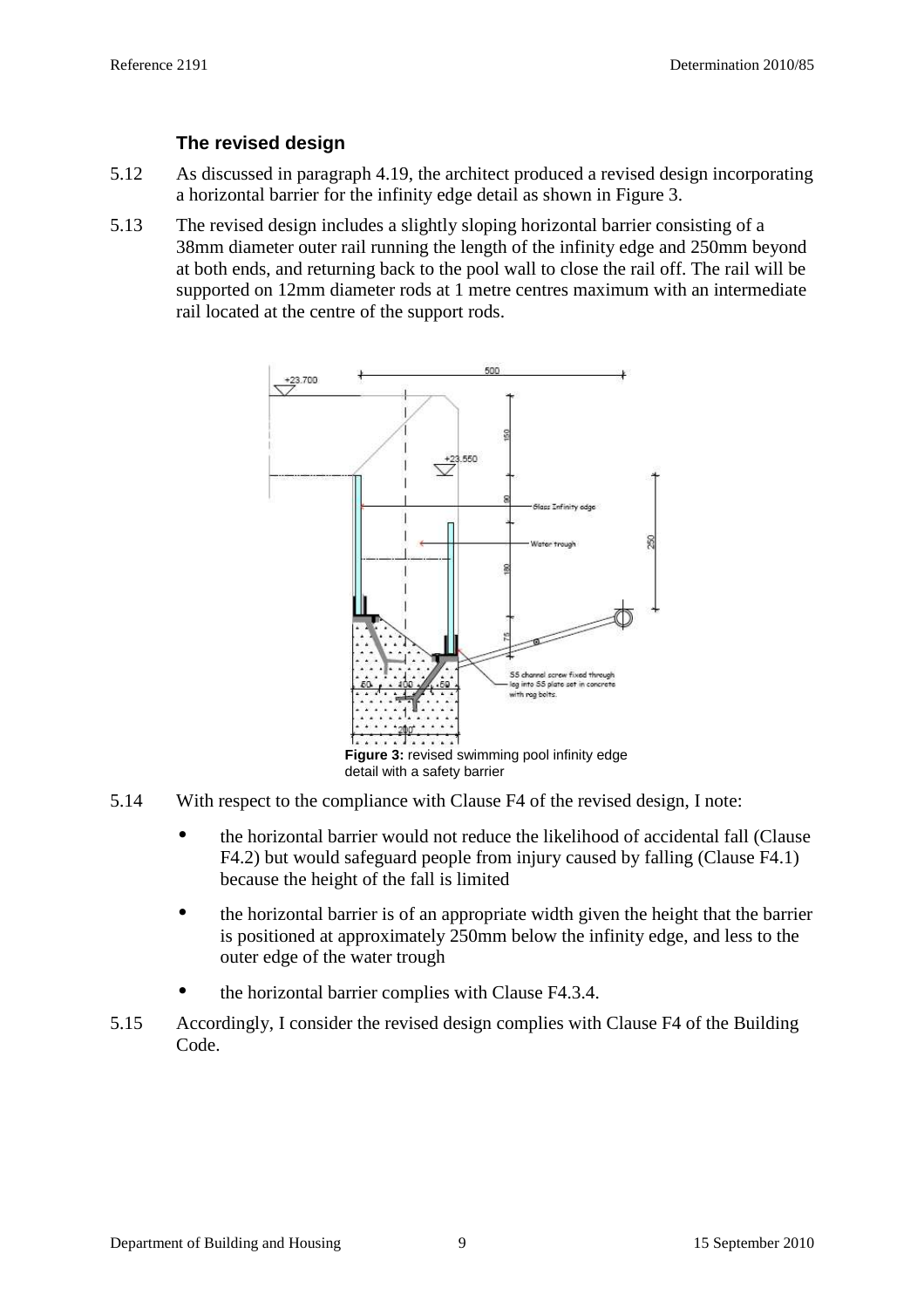### The revised design

5.12 As discussed in paragraph 4.19, the architect produced a revised design incorporating a horizontal barrier for the infinity edge detail as shown in Figure 3.

5.13 The revised design includes a slightly sloping horizontal barrier consisting of a 38mm diameter outer rail running the length of the infinity edge and 250mm beyond at both ends, and returning back to the pool wall to close the rail off. The rail will be supported on 12mm diameter rods at 1 metre centres maximum with an intermediate rail located at the centre of the support rods.

**Figure 3:** revised swimming pool infinity edge detail with a safety barrier

5.14 With respect to the compliance with Clause F4 of the revised design, I note:

- the horizontal barrier would not reduce the likelihood of accidental fall (Clause F4.2) but would safeguard people from injury caused by falling (Clause F4.1) because the height of the fall is limited
- the horizontal barrier is of an appropriate width given the height that the barrier is positioned at approximately 250mm below the infinity edge, and less to the outer edge of the water trough
- the horizontal barrier complies with Clause F4.3.4.

5.15 Accordingly, I consider the revised design complies with Clause F4 of the Building Code.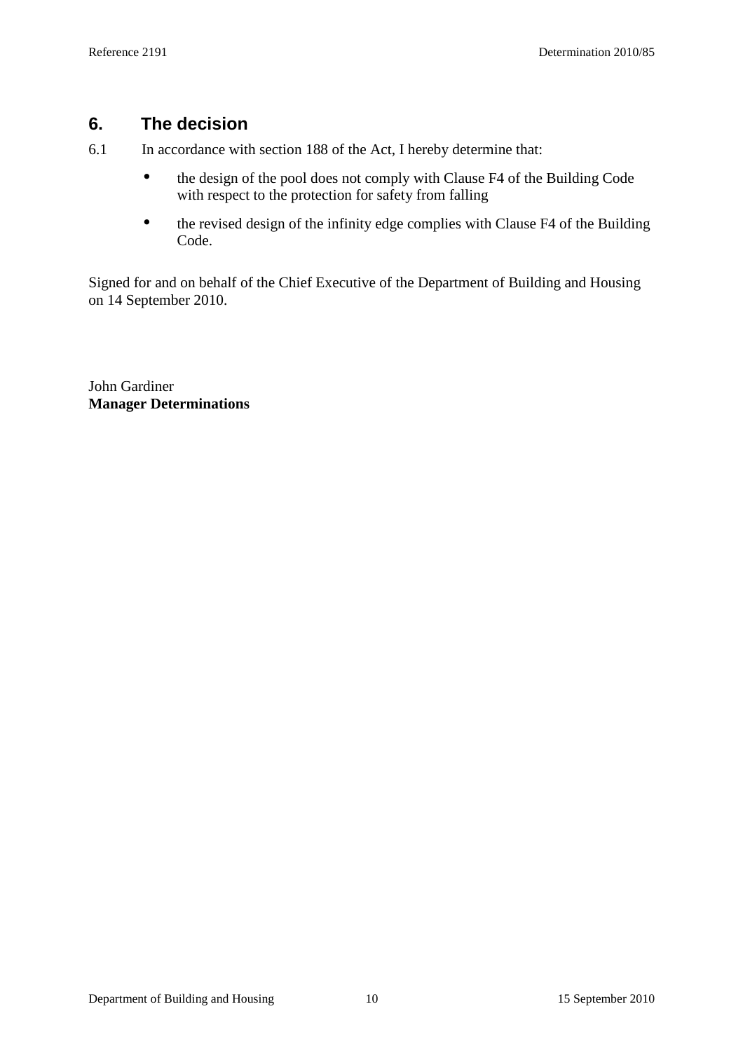## 6. The decision

6.1 In accordance with section 188 of the Act, I hereby determine that:

- the design of the pool does not comply with Clause F4 of the Building Code with respect to the protection for safety from falling
- the revised design of the infinity edge complies with Clause F4 of the Building Code.

Signed for and on behalf of the Chief Executive of the Department of Building and Housing on 14 September 2010.

John Gardiner
**Manager Determinations**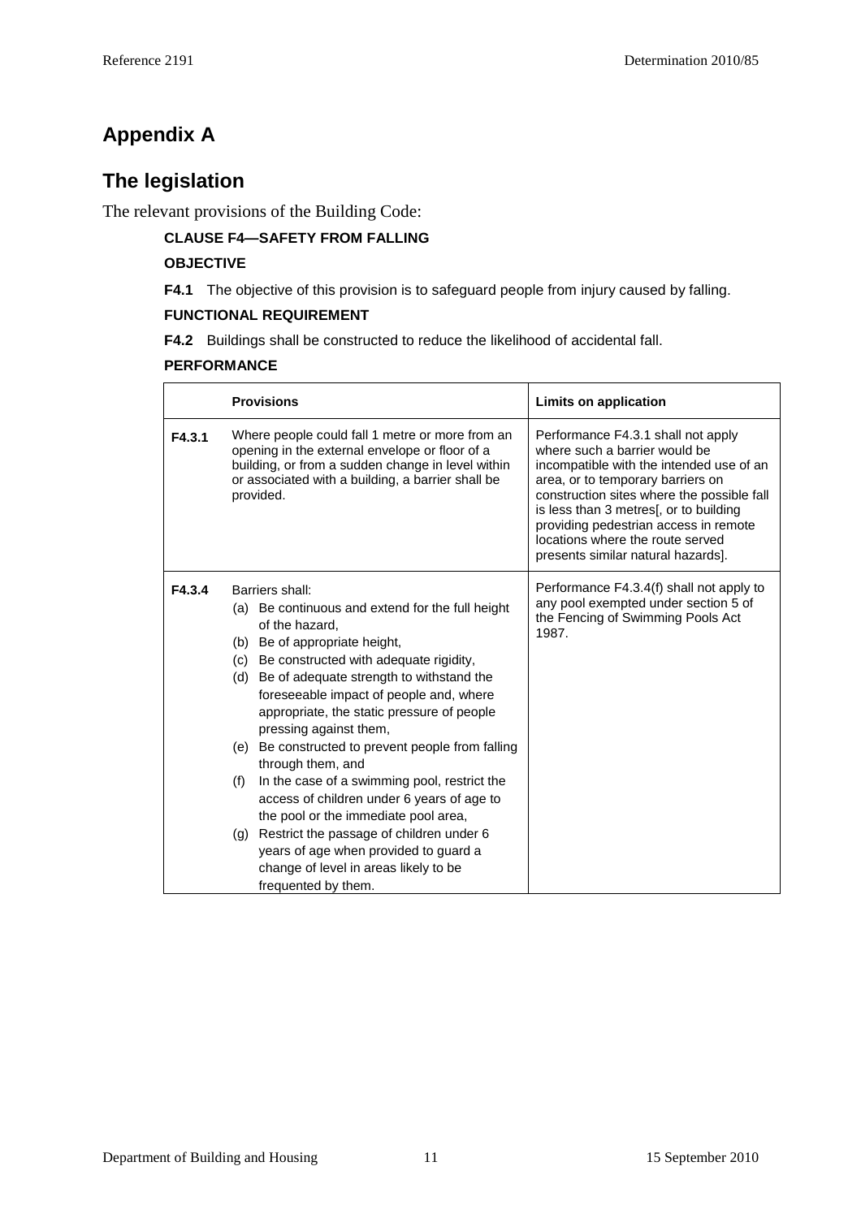# Appendix A

## The legislation

The relevant provisions of the Building Code:

**CLAUSE F4—SAFETY FROM FALLING**

**OBJECTIVE**

**F4.1** The objective of this provision is to safeguard people from injury caused by falling.

**FUNCTIONAL REQUIREMENT**

**F4.2** Buildings shall be constructed to reduce the likelihood of accidental fall.

**PERFORMANCE**

| | Provisions | Limits on application |
|---|---|---|
| **F4.3.1** | Where people could fall 1 metre or more from an opening in the external envelope or floor of a building, or from a sudden change in level within or associated with a building, a barrier shall be provided. | Performance F4.3.1 shall not apply where such a barrier would be incompatible with the intended use of an area, or to temporary barriers on construction sites where the possible fall is less than 3 metres[, or to building providing pedestrian access in remote locations where the route served presents similar natural hazards]. |
| **F4.3.4** | Barriers shall: (a) Be continuous and extend for the full height of the hazard, (b) Be of appropriate height, (c) Be constructed with adequate rigidity, (d) Be of adequate strength to withstand the foreseeable impact of people and, where appropriate, the static pressure of people pressing against them, (e) Be constructed to prevent people from falling through them, and (f) In the case of a swimming pool, restrict the access of children under 6 years of age to the pool or the immediate pool area, (g) Restrict the passage of children under 6 years of age when provided to guard a change of level in areas likely to be frequented by them. | Performance F4.3.4(f) shall not apply to any pool exempted under section 5 of the Fencing of Swimming Pools Act 1987. |